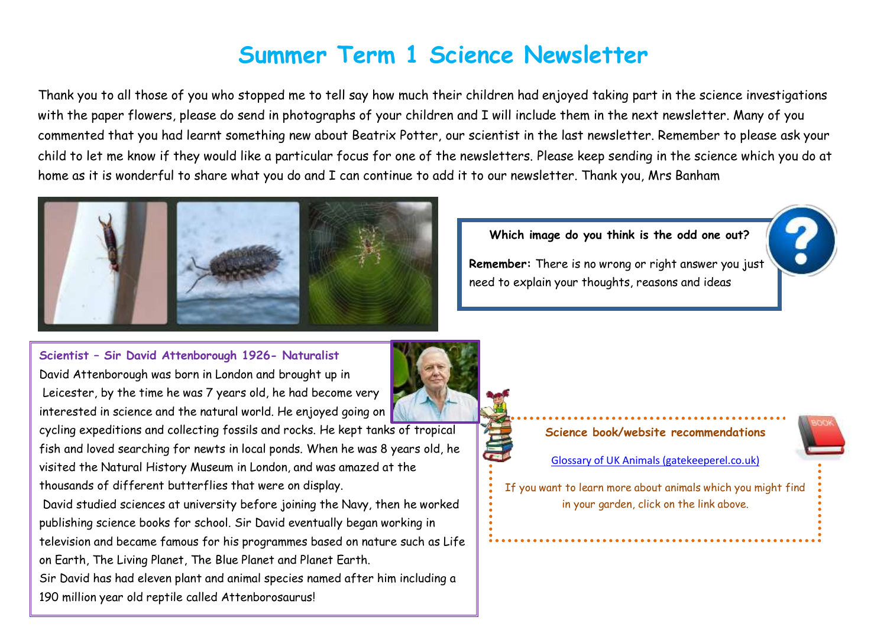# Summer Term 1 Science Newsletter

Thank you to all those of you who stopped me to tell say how much their children had enjoyed taking part in the science investigations with the paper flowers, please do send in photographs of your children and I will include them in the next newsletter. Many of you commented that you had learnt something new about Beatrix Potter, our scientist in the last newsletter. Remember to please ask your child to let me know if they would like a particular focus for one of the newsletters. Please keep sending in the science which you do at home as it is wonderful to share what you do and I can continue to add it to our newsletter. Thank you, Mrs Banham

**Which image do you think is the odd one out?**

**Remember:** There is no wrong or right answer you just need to explain your thoughts, reasons and ideas

### Scientist – Sir David Attenborough 1926- Naturalist

David Attenborough was born in London and brought up in Leicester, by the time he was 7 years old, he had become very interested in science and the natural world. He enjoyed going on cycling expeditions and collecting fossils and rocks. He kept tanks of tropical fish and loved searching for newts in local ponds. When he was 8 years old, he visited the Natural History Museum in London, and was amazed at the thousands of different butterflies that were on display.

David studied sciences at university before joining the Navy, then he worked publishing science books for school. Sir David eventually began working in television and became famous for his programmes based on nature such as Life on Earth, The Living Planet, The Blue Planet and Planet Earth.

Sir David has had eleven plant and animal species named after him including a 190 million year old reptile called Attenborosaurus!

### Science book/website recommendations

Glossary of UK Animals (gatekeeperel.co.uk)

If you want to learn more about animals which you might find in your garden, click on the link above.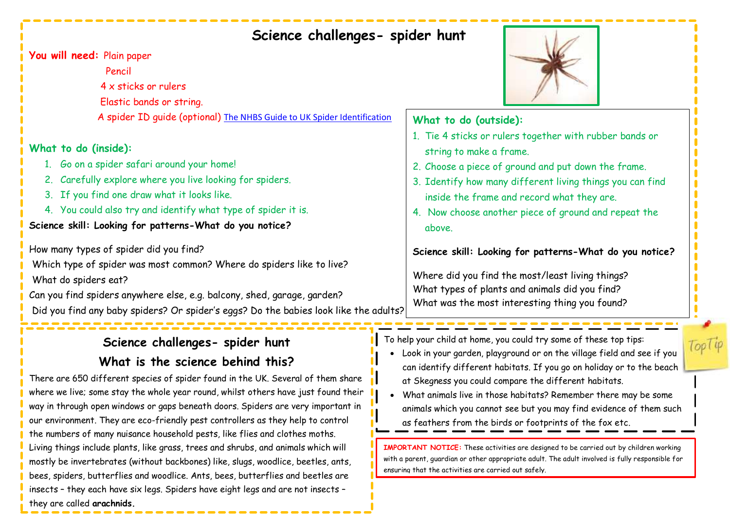# Science challenges- spider hunt

**You will need:** Plain paper
Pencil
4 x sticks or rulers
Elastic bands or string.
A spider ID guide (optional) The NHBS Guide to UK Spider Identification

### What to do (inside):

1. Go on a spider safari around your home!
2. Carefully explore where you live looking for spiders.
3. If you find one draw what it looks like.
4. You could also try and identify what type of spider it is.

**Science skill: Looking for patterns-What do you notice?**

How many types of spider did you find?
Which type of spider was most common? Where do spiders like to live?
What do spiders eat?
Can you find spiders anywhere else, e.g. balcony, shed, garage, garden?
Did you find any baby spiders? Or spider's eggs? Do the babies look like the adults?

### What to do (outside):

1. Tie 4 sticks or rulers together with rubber bands or string to make a frame.
2. Choose a piece of ground and put down the frame.
3. Identify how many different living things you can find inside the frame and record what they are.
4. Now choose another piece of ground and repeat the above.

**Science skill: Looking for patterns-What do you notice?**

Where did you find the most/least living things?
What types of plants and animals did you find?
What was the most interesting thing you found?

## Science challenges- spider hunt

## What is the science behind this?

There are 650 different species of spider found in the UK. Several of them share where we live; some stay the whole year round, whilst others have just found their way in through open windows or gaps beneath doors. Spiders are very important in our environment. They are eco-friendly pest controllers as they help to control the numbers of many nuisance household pests, like flies and clothes moths. Living things include plants, like grass, trees and shrubs, and animals which will mostly be invertebrates (without backbones) like, slugs, woodlice, beetles, ants, bees, spiders, butterflies and woodlice. Ants, bees, butterflies and beetles are insects – they each have six legs. Spiders have eight legs and are not insects – they are called **arachnids.**

TopTip

To help your child at home, you could try some of these top tips:

- Look in your garden, playground or on the village field and see if you can identify different habitats. If you go on holiday or to the beach at Skegness you could compare the different habitats.
- What animals live in those habitats? Remember there may be some animals which you cannot see but you may find evidence of them such as feathers from the birds or footprints of the fox etc.

**IMPORTANT NOTICE:** These activities are designed to be carried out by children working with a parent, guardian or other appropriate adult. The adult involved is fully responsible for ensuring that the activities are carried out safely.